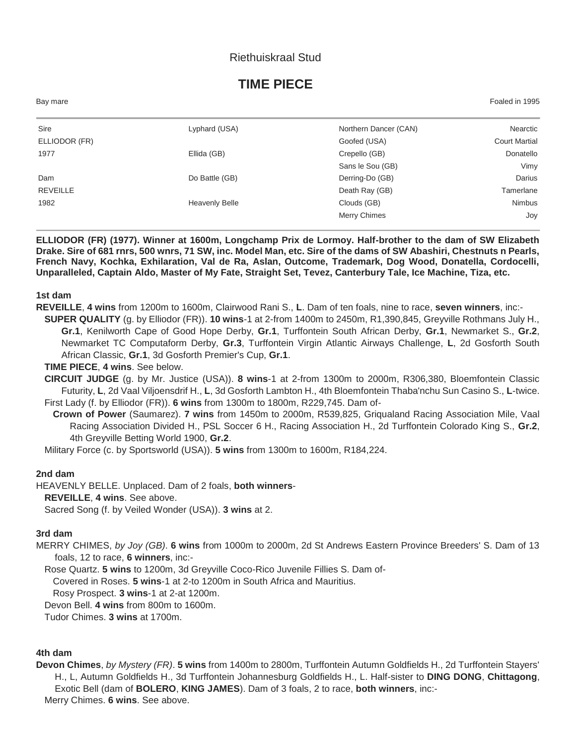Riethuiskraal Stud

# TIME PIECE

Bay mare | Foaled in 1995

| | | | |
|---|---|---|---|
| Sire | Lyphard (USA) | Northern Dancer (CAN) | Nearctic |
| ELLIODOR (FR) | | Goofed (USA) | Court Martial |
| 1977 | Ellida (GB) | Crepello (GB) | Donatello |
| | | Sans le Sou (GB) | Vimy |
| Dam | Do Battle (GB) | Derring-Do (GB) | Darius |
| REVEILLE | | Death Ray (GB) | Tamerlane |
| 1982 | Heavenly Belle | Clouds (GB) | Nimbus |
| | | Merry Chimes | Joy |

**ELLIODOR (FR) (1977). Winner at 1600m, Longchamp Prix de Lormoy. Half-brother to the dam of SW Elizabeth Drake. Sire of 681 rnrs, 500 wnrs, 71 SW, inc. Model Man, etc. Sire of the dams of SW Abashiri, Chestnuts n Pearls, French Navy, Kochka, Exhilaration, Val de Ra, Aslan, Outcome, Trademark, Dog Wood, Donatella, Cordocelli, Unparalleled, Captain Aldo, Master of My Fate, Straight Set, Tevez, Canterbury Tale, Ice Machine, Tiza, etc.**

### 1st dam

**REVEILLE**, **4 wins** from 1200m to 1600m, Clairwood Rani S., **L**. Dam of ten foals, nine to race, **seven winners**, inc:-

- **SUPER QUALITY** (g. by Elliodor (FR)). **10 wins**-1 at 2-from 1400m to 2450m, R1,390,845, Greyville Rothmans July H., **Gr.1**, Kenilworth Cape of Good Hope Derby, **Gr.1**, Turffontein South African Derby, **Gr.1**, Newmarket S., **Gr.2**, Newmarket TC Computaform Derby, **Gr.3**, Turffontein Virgin Atlantic Airways Challenge, **L**, 2d Gosforth South African Classic, **Gr.1**, 3d Gosforth Premier's Cup, **Gr.1**.
- **TIME PIECE**, **4 wins**. See below.
- **CIRCUIT JUDGE** (g. by Mr. Justice (USA)). **8 wins**-1 at 2-from 1300m to 2000m, R306,380, Bloemfontein Classic Futurity, **L**, 2d Vaal Viljoensdrif H., **L**, 3d Gosforth Lambton H., 4th Bloemfontein Thaba'nchu Sun Casino S., **L**-twice.
- First Lady (f. by Elliodor (FR)). **6 wins** from 1300m to 1800m, R229,745. Dam of-
  - **Crown of Power** (Saumarez). **7 wins** from 1450m to 2000m, R539,825, Griqualand Racing Association Mile, Vaal Racing Association Divided H., PSL Soccer 6 H., Racing Association H., 2d Turffontein Colorado King S., **Gr.2**, 4th Greyville Betting World 1900, **Gr.2**.
- Military Force (c. by Sportsworld (USA)). **5 wins** from 1300m to 1600m, R184,224.

### 2nd dam

HEAVENLY BELLE. Unplaced. Dam of 2 foals, **both winners**-

- **REVEILLE**, **4 wins**. See above.
- Sacred Song (f. by Veiled Wonder (USA)). **3 wins** at 2.

### 3rd dam

MERRY CHIMES, *by Joy (GB)*. **6 wins** from 1000m to 2000m, 2d St Andrews Eastern Province Breeders' S. Dam of 13 foals, 12 to race, **6 winners**, inc:-

- Rose Quartz. **5 wins** to 1200m, 3d Greyville Coco-Rico Juvenile Fillies S. Dam of-
  - Covered in Roses. **5 wins**-1 at 2-to 1200m in South Africa and Mauritius.
  - Rosy Prospect. **3 wins**-1 at 2-at 1200m.
- Devon Bell. **4 wins** from 800m to 1600m.
- Tudor Chimes. **3 wins** at 1700m.

### 4th dam

**Devon Chimes**, *by Mystery (FR)*. **5 wins** from 1400m to 2800m, Turffontein Autumn Goldfields H., 2d Turffontein Stayers' H., L, Autumn Goldfields H., 3d Turffontein Johannesburg Goldfields H., L. Half-sister to **DING DONG**, **Chittagong**, Exotic Bell (dam of **BOLERO**, **KING JAMES**). Dam of 3 foals, 2 to race, **both winners**, inc:-

- Merry Chimes. **6 wins**. See above.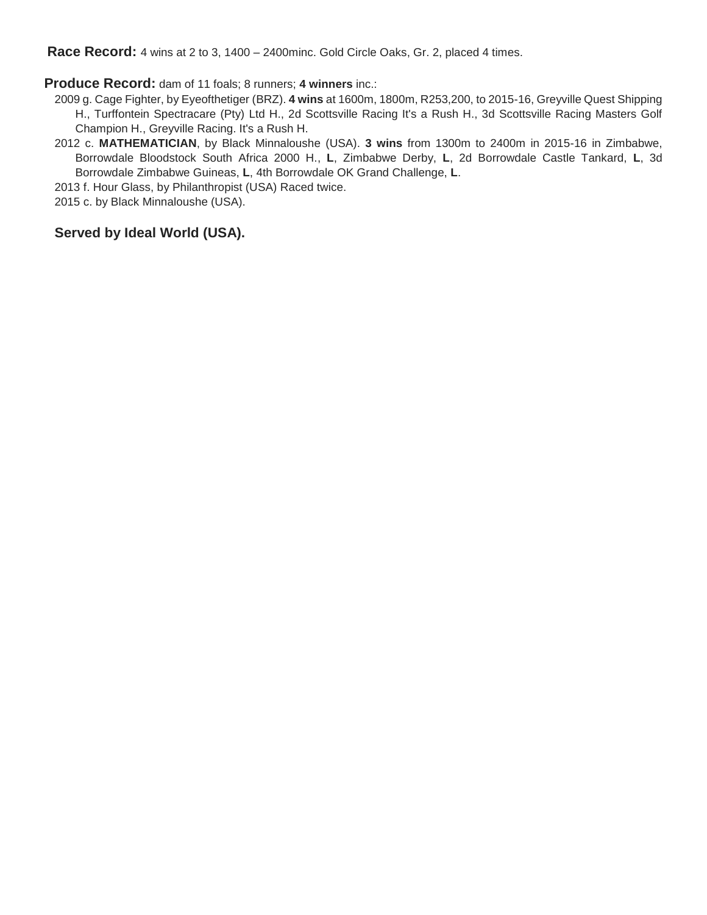**Race Record:** 4 wins at 2 to 3, 1400 – 2400minc. Gold Circle Oaks, Gr. 2, placed 4 times.

**Produce Record:** dam of 11 foals; 8 runners; **4 winners** inc.:

2009 g. Cage Fighter, by Eyeofthetiger (BRZ). **4 wins** at 1600m, 1800m, R253,200, to 2015-16, Greyville Quest Shipping H., Turffontein Spectracare (Pty) Ltd H., 2d Scottsville Racing It's a Rush H., 3d Scottsville Racing Masters Golf Champion H., Greyville Racing. It's a Rush H.

2012 c. **MATHEMATICIAN**, by Black Minnaloushe (USA). **3 wins** from 1300m to 2400m in 2015-16 in Zimbabwe, Borrowdale Bloodstock South Africa 2000 H., **L**, Zimbabwe Derby, **L**, 2d Borrowdale Castle Tankard, **L**, 3d Borrowdale Zimbabwe Guineas, **L**, 4th Borrowdale OK Grand Challenge, **L**.

2013 f. Hour Glass, by Philanthropist (USA) Raced twice.

2015 c. by Black Minnaloushe (USA).

**Served by Ideal World (USA).**